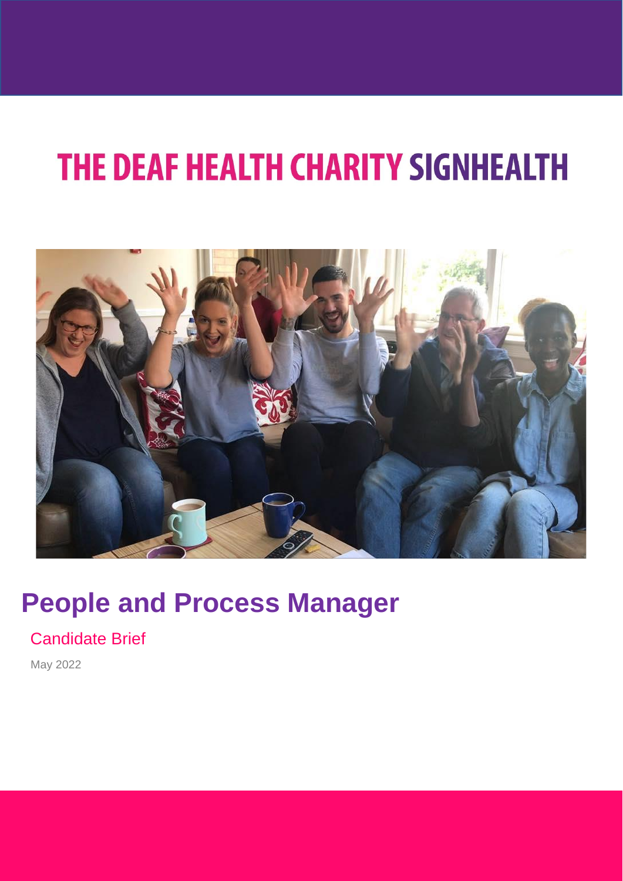THE DEAF HEALTH CHARITY SIGNHEALTH

# People and Process Manager

## Candidate Brief

May 2022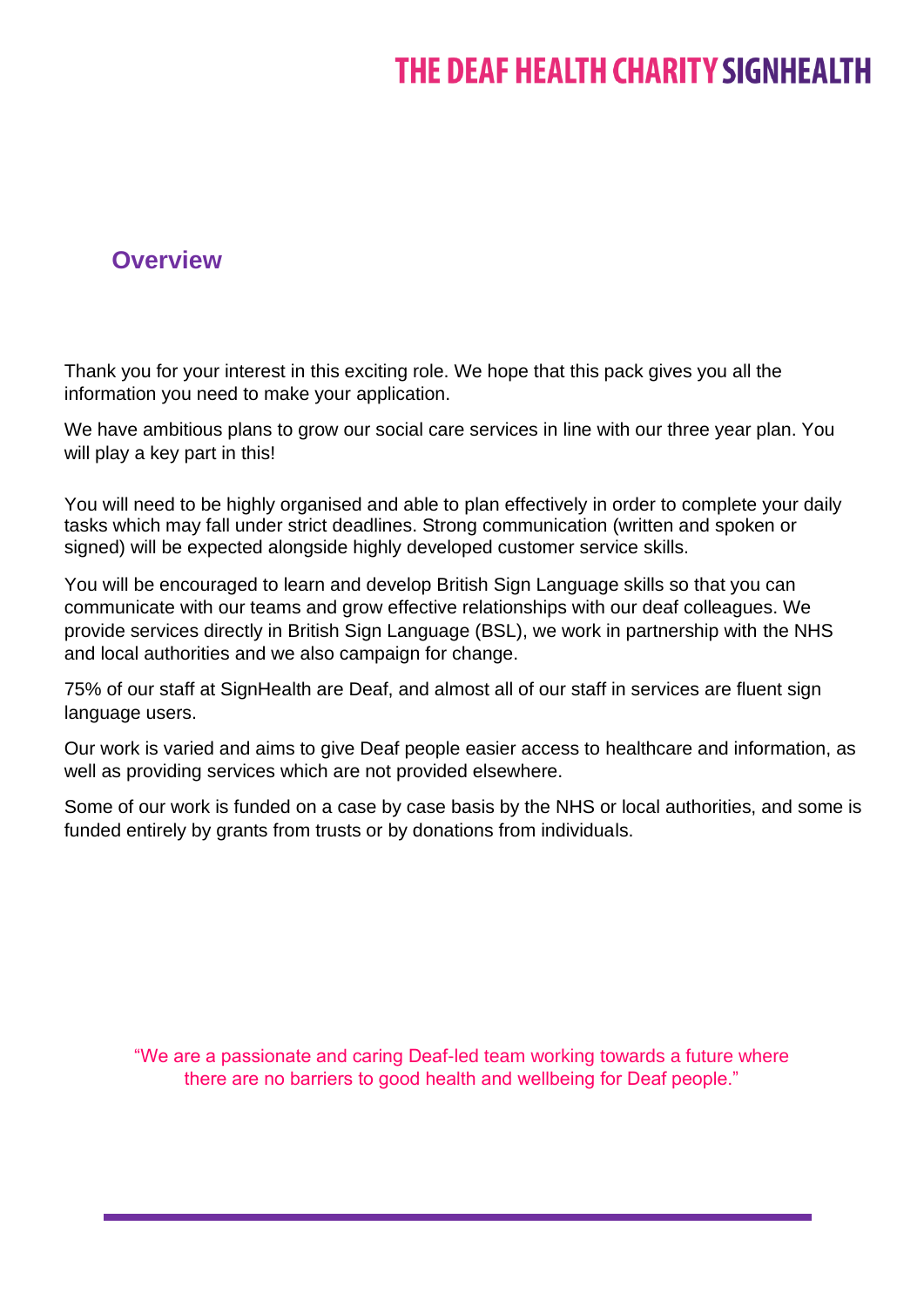## Overview

Thank you for your interest in this exciting role. We hope that this pack gives you all the information you need to make your application.

We have ambitious plans to grow our social care services in line with our three year plan. You will play a key part in this!

You will need to be highly organised and able to plan effectively in order to complete your daily tasks which may fall under strict deadlines. Strong communication (written and spoken or signed) will be expected alongside highly developed customer service skills.

You will be encouraged to learn and develop British Sign Language skills so that you can communicate with our teams and grow effective relationships with our deaf colleagues. We provide services directly in British Sign Language (BSL), we work in partnership with the NHS and local authorities and we also campaign for change.

75% of our staff at SignHealth are Deaf, and almost all of our staff in services are fluent sign language users.

Our work is varied and aims to give Deaf people easier access to healthcare and information, as well as providing services which are not provided elsewhere.

Some of our work is funded on a case by case basis by the NHS or local authorities, and some is funded entirely by grants from trusts or by donations from individuals.

"We are a passionate and caring Deaf-led team working towards a future where there are no barriers to good health and wellbeing for Deaf people."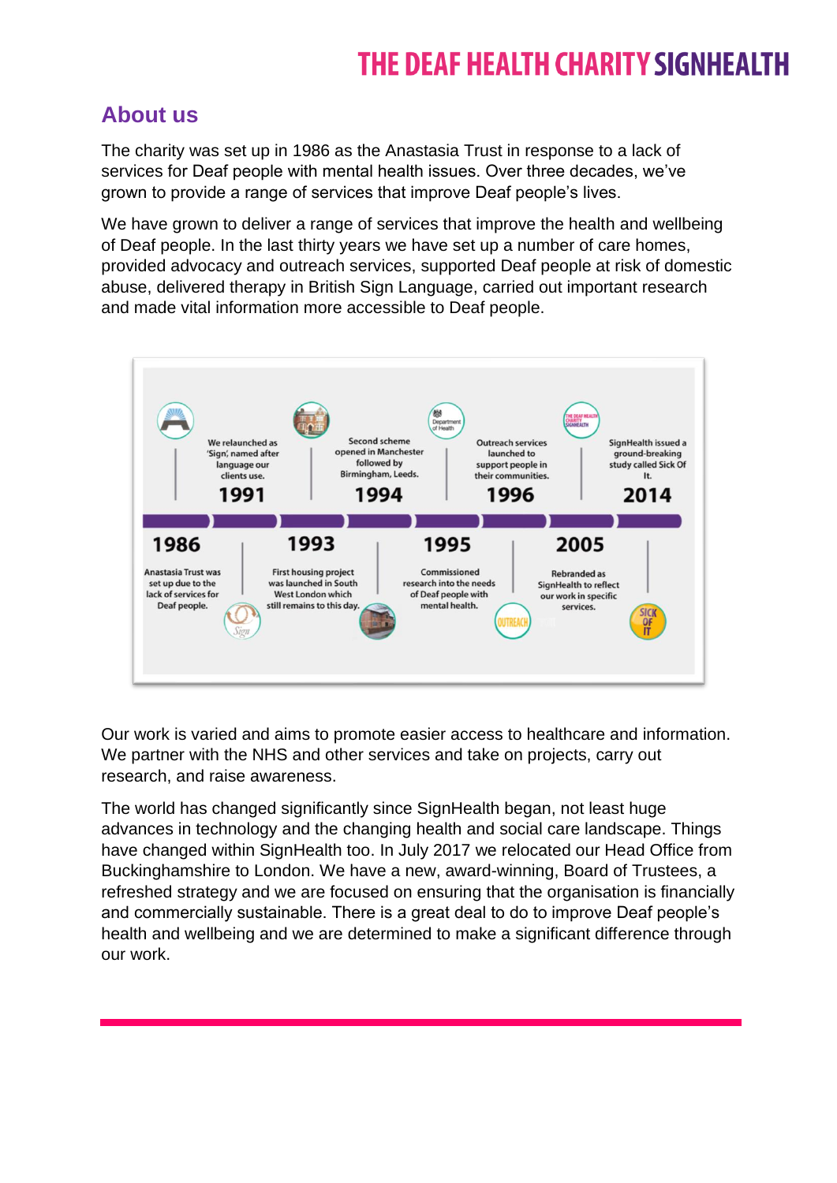## About us

The charity was set up in 1986 as the Anastasia Trust in response to a lack of services for Deaf people with mental health issues. Over three decades, we've grown to provide a range of services that improve Deaf people's lives.

We have grown to deliver a range of services that improve the health and wellbeing of Deaf people. In the last thirty years we have set up a number of care homes, provided advocacy and outreach services, supported Deaf people at risk of domestic abuse, delivered therapy in British Sign Language, carried out important research and made vital information more accessible to Deaf people.

**1986** Anastasia Trust was set up due to the lack of services for Deaf people.

**1991** We relaunched as 'Sign', named after language our clients use.

**1993** First housing project was launched in South West London which still remains to this day.

**1994** Second scheme opened in Manchester followed by Birmingham, Leeds.

**1995** Commissioned research into the needs of Deaf people with mental health.

**1996** Outreach services launched to support people in their communities.

**2005** Rebranded as SignHealth to reflect our work in specific services.

**2014** SignHealth issued a ground-breaking study called Sick Of It.

Our work is varied and aims to promote easier access to healthcare and information. We partner with the NHS and other services and take on projects, carry out research, and raise awareness.

The world has changed significantly since SignHealth began, not least huge advances in technology and the changing health and social care landscape. Things have changed within SignHealth too. In July 2017 we relocated our Head Office from Buckinghamshire to London. We have a new, award-winning, Board of Trustees, a refreshed strategy and we are focused on ensuring that the organisation is financially and commercially sustainable. There is a great deal to do to improve Deaf people's health and wellbeing and we are determined to make a significant difference through our work.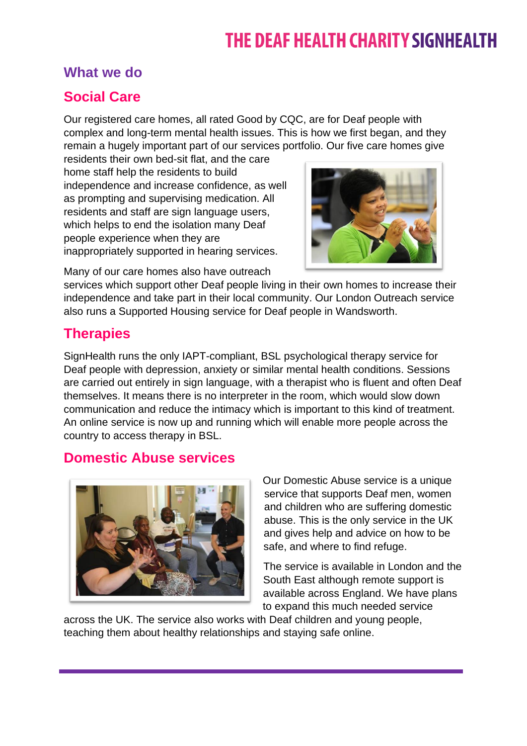## What we do

### Social Care

Our registered care homes, all rated Good by CQC, are for Deaf people with complex and long-term mental health issues. This is how we first began, and they remain a hugely important part of our services portfolio. Our five care homes give residents their own bed-sit flat, and the care home staff help the residents to build independence and increase confidence, as well as prompting and supervising medication. All residents and staff are sign language users, which helps to end the isolation many Deaf people experience when they are inappropriately supported in hearing services.

Many of our care homes also have outreach services which support other Deaf people living in their own homes to increase their independence and take part in their local community. Our London Outreach service also runs a Supported Housing service for Deaf people in Wandsworth.

### Therapies

SignHealth runs the only IAPT-compliant, BSL psychological therapy service for Deaf people with depression, anxiety or similar mental health conditions. Sessions are carried out entirely in sign language, with a therapist who is fluent and often Deaf themselves. It means there is no interpreter in the room, which would slow down communication and reduce the intimacy which is important to this kind of treatment. An online service is now up and running which will enable more people across the country to access therapy in BSL.

### Domestic Abuse services

Our Domestic Abuse service is a unique service that supports Deaf men, women and children who are suffering domestic abuse. This is the only service in the UK and gives help and advice on how to be safe, and where to find refuge.

The service is available in London and the South East although remote support is available across England. We have plans to expand this much needed service across the UK. The service also works with Deaf children and young people, teaching them about healthy relationships and staying safe online.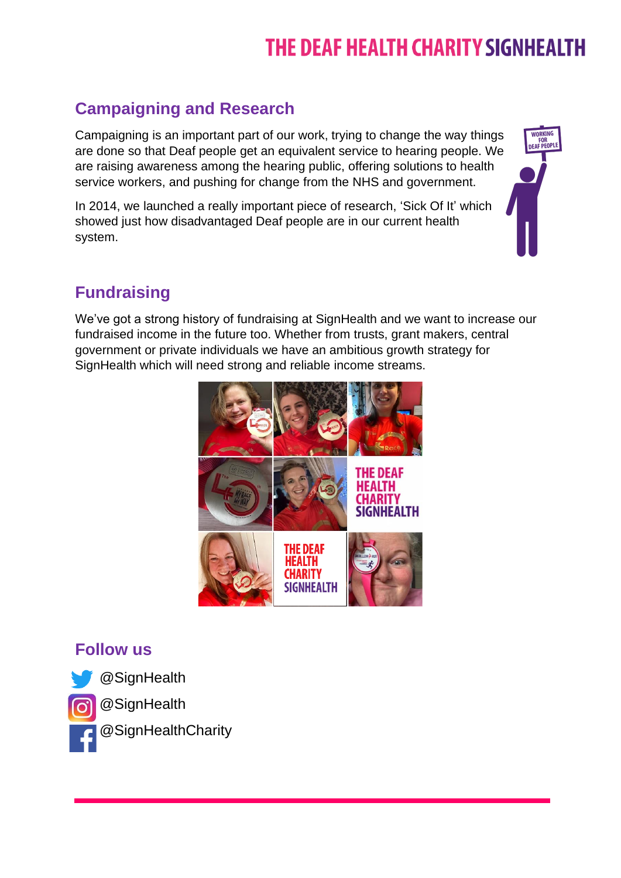## Campaigning and Research

Campaigning is an important part of our work, trying to change the way things are done so that Deaf people get an equivalent service to hearing people. We are raising awareness among the hearing public, offering solutions to health service workers, and pushing for change from the NHS and government.

In 2014, we launched a really important piece of research, 'Sick Of It' which showed just how disadvantaged Deaf people are in our current health system.

## Fundraising

We've got a strong history of fundraising at SignHealth and we want to increase our fundraised income in the future too. Whether from trusts, grant makers, central government or private individuals we have an ambitious growth strategy for SignHealth which will need strong and reliable income streams.

## Follow us

@SignHealth

@SignHealth

@SignHealthCharity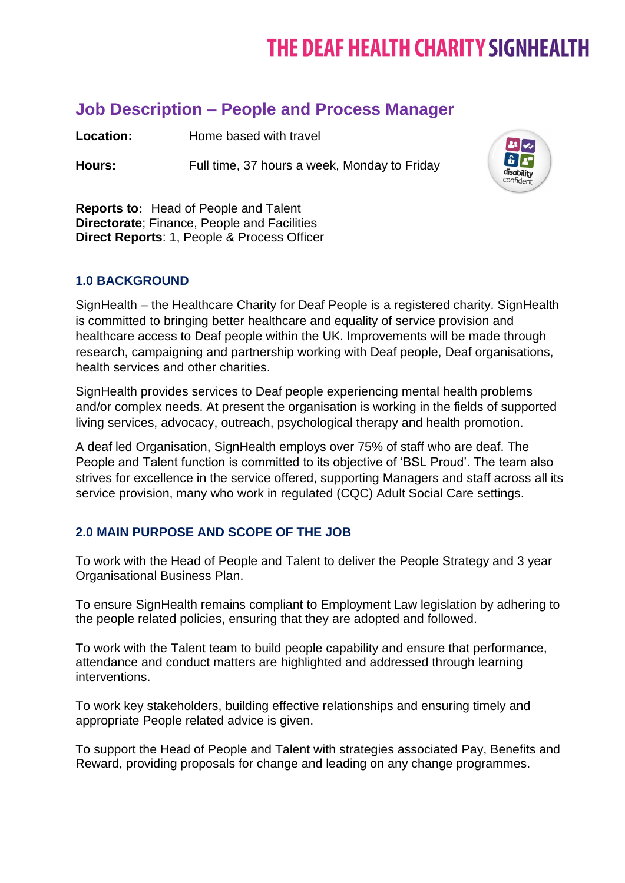# Job Description – People and Process Manager

**Location:** Home based with travel

**Hours:** Full time, 37 hours a week, Monday to Friday

**Reports to:** Head of People and Talent
**Directorate**; Finance, People and Facilities
**Direct Reports**: 1, People & Process Officer

### 1.0 BACKGROUND

SignHealth – the Healthcare Charity for Deaf People is a registered charity. SignHealth is committed to bringing better healthcare and equality of service provision and healthcare access to Deaf people within the UK. Improvements will be made through research, campaigning and partnership working with Deaf people, Deaf organisations, health services and other charities.

SignHealth provides services to Deaf people experiencing mental health problems and/or complex needs. At present the organisation is working in the fields of supported living services, advocacy, outreach, psychological therapy and health promotion.

A deaf led Organisation, SignHealth employs over 75% of staff who are deaf. The People and Talent function is committed to its objective of 'BSL Proud'. The team also strives for excellence in the service offered, supporting Managers and staff across all its service provision, many who work in regulated (CQC) Adult Social Care settings.

### 2.0 MAIN PURPOSE AND SCOPE OF THE JOB

To work with the Head of People and Talent to deliver the People Strategy and 3 year Organisational Business Plan.

To ensure SignHealth remains compliant to Employment Law legislation by adhering to the people related policies, ensuring that they are adopted and followed.

To work with the Talent team to build people capability and ensure that performance, attendance and conduct matters are highlighted and addressed through learning interventions.

To work key stakeholders, building effective relationships and ensuring timely and appropriate People related advice is given.

To support the Head of People and Talent with strategies associated Pay, Benefits and Reward, providing proposals for change and leading on any change programmes.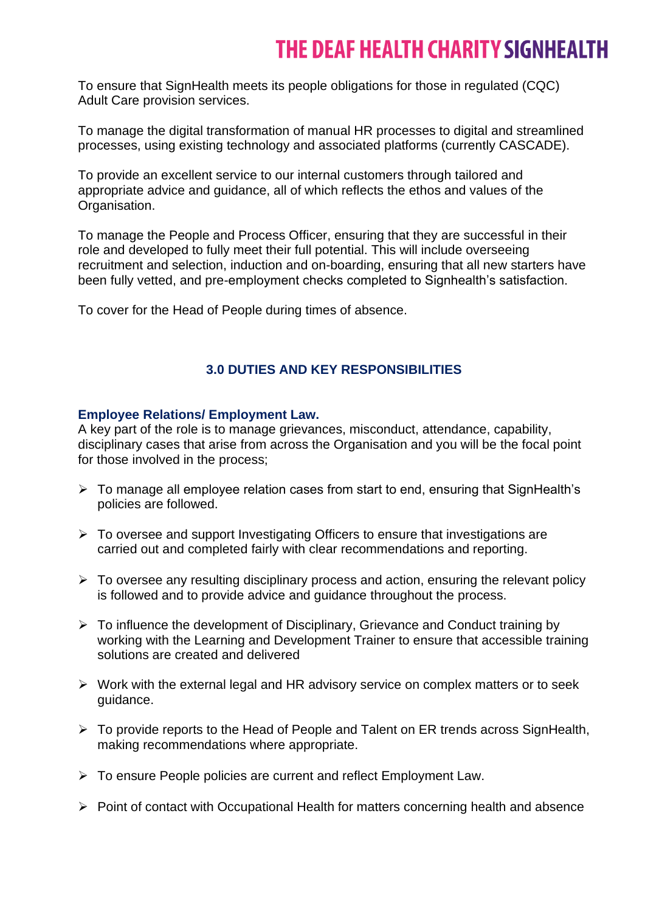To ensure that SignHealth meets its people obligations for those in regulated (CQC) Adult Care provision services.

To manage the digital transformation of manual HR processes to digital and streamlined processes, using existing technology and associated platforms (currently CASCADE).

To provide an excellent service to our internal customers through tailored and appropriate advice and guidance, all of which reflects the ethos and values of the Organisation.

To manage the People and Process Officer, ensuring that they are successful in their role and developed to fully meet their full potential. This will include overseeing recruitment and selection, induction and on-boarding, ensuring that all new starters have been fully vetted, and pre-employment checks completed to Signhealth's satisfaction.

To cover for the Head of People during times of absence.

## 3.0 DUTIES AND KEY RESPONSIBILITIES

### Employee Relations/ Employment Law.

A key part of the role is to manage grievances, misconduct, attendance, capability, disciplinary cases that arise from across the Organisation and you will be the focal point for those involved in the process;

- To manage all employee relation cases from start to end, ensuring that SignHealth's policies are followed.
- To oversee and support Investigating Officers to ensure that investigations are carried out and completed fairly with clear recommendations and reporting.
- To oversee any resulting disciplinary process and action, ensuring the relevant policy is followed and to provide advice and guidance throughout the process.
- To influence the development of Disciplinary, Grievance and Conduct training by working with the Learning and Development Trainer to ensure that accessible training solutions are created and delivered
- Work with the external legal and HR advisory service on complex matters or to seek guidance.
- To provide reports to the Head of People and Talent on ER trends across SignHealth, making recommendations where appropriate.
- To ensure People policies are current and reflect Employment Law.
- Point of contact with Occupational Health for matters concerning health and absence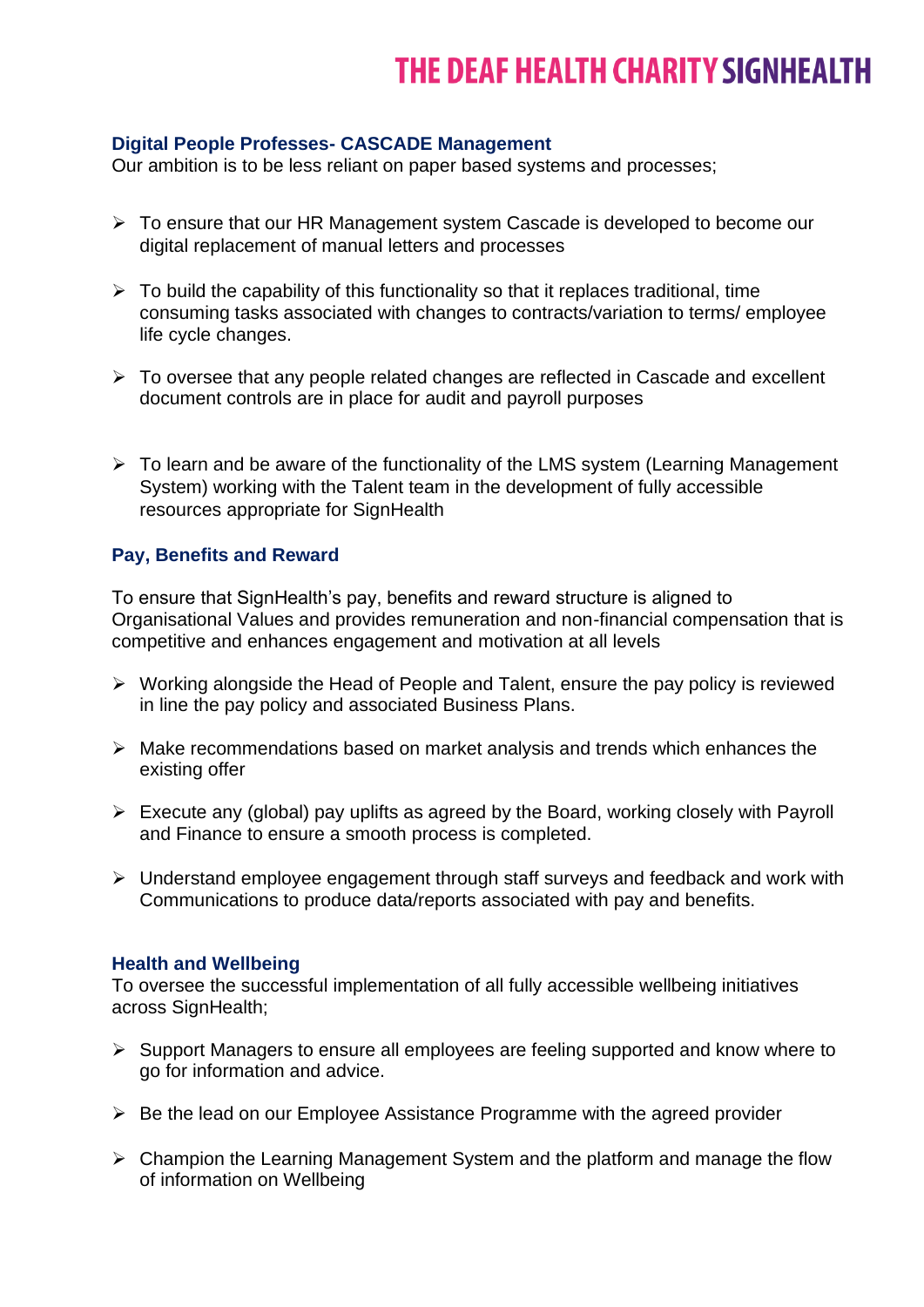### Digital People Professes- CASCADE Management

Our ambition is to be less reliant on paper based systems and processes;

- To ensure that our HR Management system Cascade is developed to become our digital replacement of manual letters and processes
- To build the capability of this functionality so that it replaces traditional, time consuming tasks associated with changes to contracts/variation to terms/ employee life cycle changes.
- To oversee that any people related changes are reflected in Cascade and excellent document controls are in place for audit and payroll purposes
- To learn and be aware of the functionality of the LMS system (Learning Management System) working with the Talent team in the development of fully accessible resources appropriate for SignHealth

### Pay, Benefits and Reward

To ensure that SignHealth's pay, benefits and reward structure is aligned to Organisational Values and provides remuneration and non-financial compensation that is competitive and enhances engagement and motivation at all levels

- Working alongside the Head of People and Talent, ensure the pay policy is reviewed in line the pay policy and associated Business Plans.
- Make recommendations based on market analysis and trends which enhances the existing offer
- Execute any (global) pay uplifts as agreed by the Board, working closely with Payroll and Finance to ensure a smooth process is completed.
- Understand employee engagement through staff surveys and feedback and work with Communications to produce data/reports associated with pay and benefits.

### Health and Wellbeing

To oversee the successful implementation of all fully accessible wellbeing initiatives across SignHealth;

- Support Managers to ensure all employees are feeling supported and know where to go for information and advice.
- Be the lead on our Employee Assistance Programme with the agreed provider
- Champion the Learning Management System and the platform and manage the flow of information on Wellbeing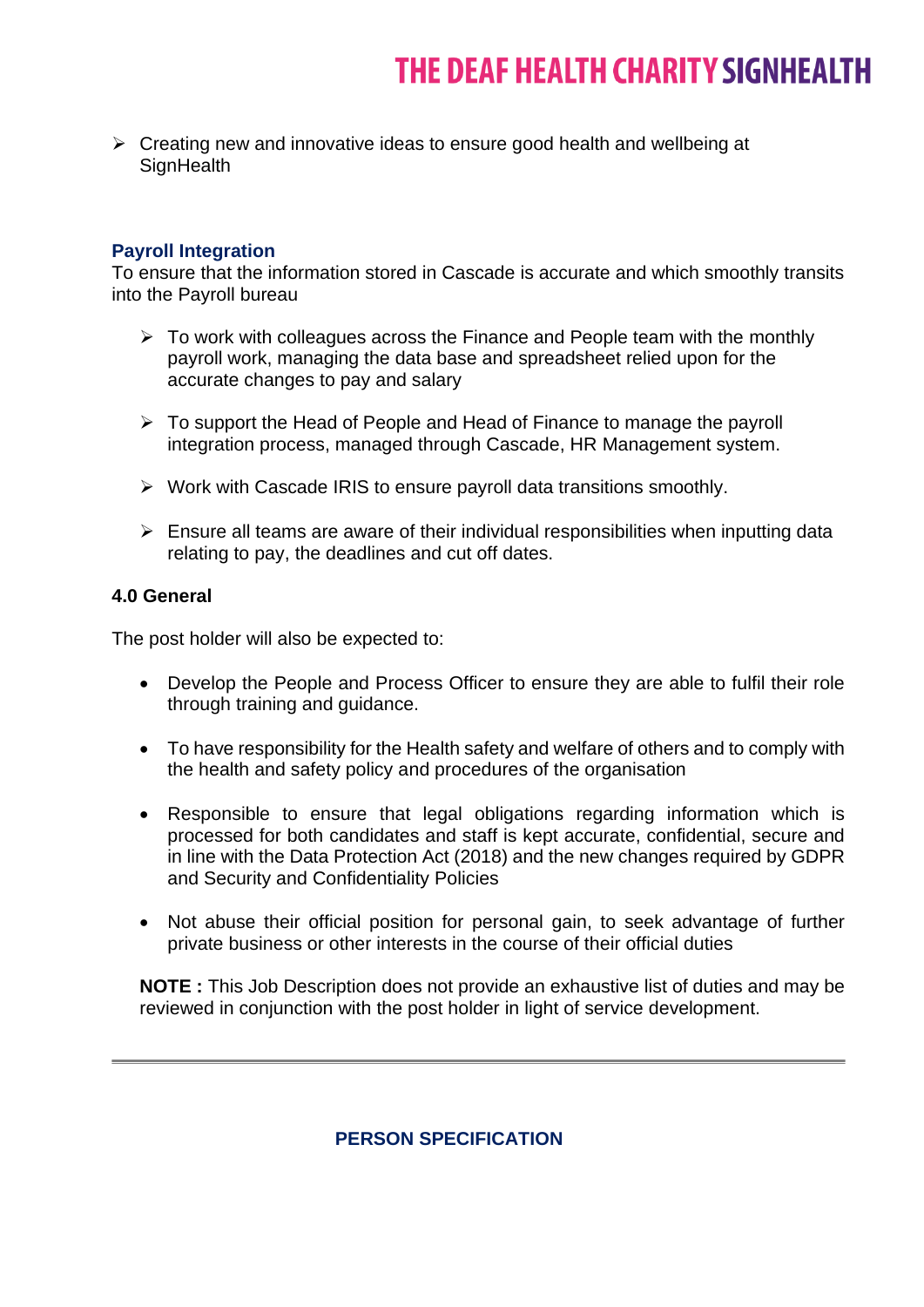- Creating new and innovative ideas to ensure good health and wellbeing at SignHealth

**Payroll Integration**

To ensure that the information stored in Cascade is accurate and which smoothly transits into the Payroll bureau

- To work with colleagues across the Finance and People team with the monthly payroll work, managing the data base and spreadsheet relied upon for the accurate changes to pay and salary

- To support the Head of People and Head of Finance to manage the payroll integration process, managed through Cascade, HR Management system.

- Work with Cascade IRIS to ensure payroll data transitions smoothly.

- Ensure all teams are aware of their individual responsibilities when inputting data relating to pay, the deadlines and cut off dates.

**4.0 General**

The post holder will also be expected to:

- Develop the People and Process Officer to ensure they are able to fulfil their role through training and guidance.

- To have responsibility for the Health safety and welfare of others and to comply with the health and safety policy and procedures of the organisation

- Responsible to ensure that legal obligations regarding information which is processed for both candidates and staff is kept accurate, confidential, secure and in line with the Data Protection Act (2018) and the new changes required by GDPR and Security and Confidentiality Policies

- Not abuse their official position for personal gain, to seek advantage of further private business or other interests in the course of their official duties

**NOTE :** This Job Description does not provide an exhaustive list of duties and may be reviewed in conjunction with the post holder in light of service development.

---

**PERSON SPECIFICATION**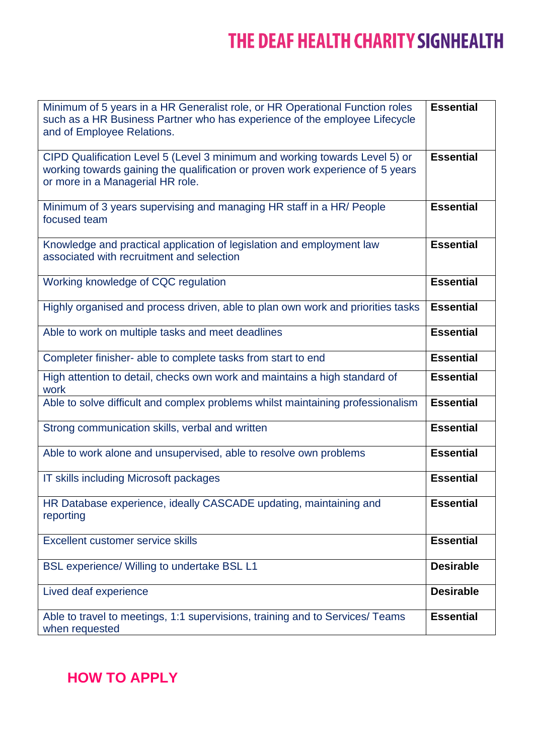| | |
|---|---|
| Minimum of 5 years in a HR Generalist role, or HR Operational Function roles such as a HR Business Partner who has experience of the employee Lifecycle and of Employee Relations. | **Essential** |
| CIPD Qualification Level 5 (Level 3 minimum and working towards Level 5) or working towards gaining the qualification or proven work experience of 5 years or more in a Managerial HR role. | **Essential** |
| Minimum of 3 years supervising and managing HR staff in a HR/ People focused team | **Essential** |
| Knowledge and practical application of legislation and employment law associated with recruitment and selection | **Essential** |
| Working knowledge of CQC regulation | **Essential** |
| Highly organised and process driven, able to plan own work and priorities tasks | **Essential** |
| Able to work on multiple tasks and meet deadlines | **Essential** |
| Completer finisher- able to complete tasks from start to end | **Essential** |
| High attention to detail, checks own work and maintains a high standard of work | **Essential** |
| Able to solve difficult and complex problems whilst maintaining professionalism | **Essential** |
| Strong communication skills, verbal and written | **Essential** |
| Able to work alone and unsupervised, able to resolve own problems | **Essential** |
| IT skills including Microsoft packages | **Essential** |
| HR Database experience, ideally CASCADE updating, maintaining and reporting | **Essential** |
| Excellent customer service skills | **Essential** |
| BSL experience/ Willing to undertake BSL L1 | **Desirable** |
| Lived deaf experience | **Desirable** |
| Able to travel to meetings, 1:1 supervisions, training and to Services/ Teams when requested | **Essential** |

## HOW TO APPLY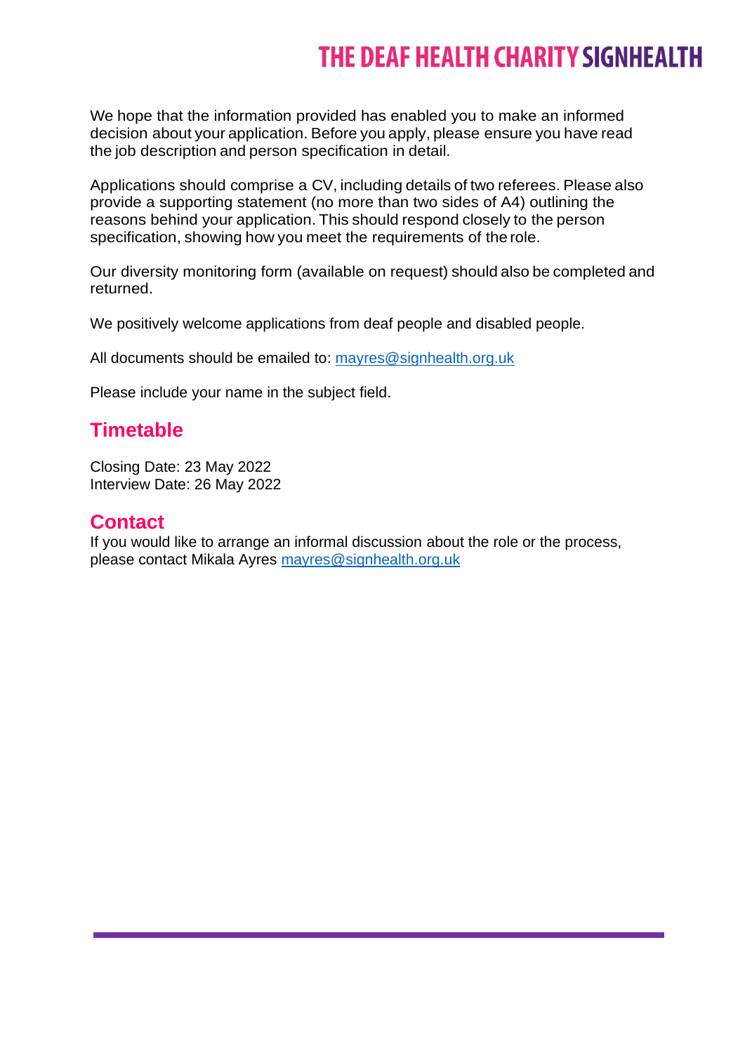We hope that the information provided has enabled you to make an informed decision about your application. Before you apply, please ensure you have read the job description and person specification in detail.

Applications should comprise a CV, including details of two referees. Please also provide a supporting statement (no more than two sides of A4) outlining the reasons behind your application. This should respond closely to the person specification, showing how you meet the requirements of the role.

Our diversity monitoring form (available on request) should also be completed and returned.

We positively welcome applications from deaf people and disabled people.

All documents should be emailed to: mayres@signhealth.org.uk

Please include your name in the subject field.

## Timetable

Closing Date: 23 May 2022
Interview Date: 26 May 2022

## Contact

If you would like to arrange an informal discussion about the role or the process, please contact Mikala Ayres mayres@signhealth.org.uk